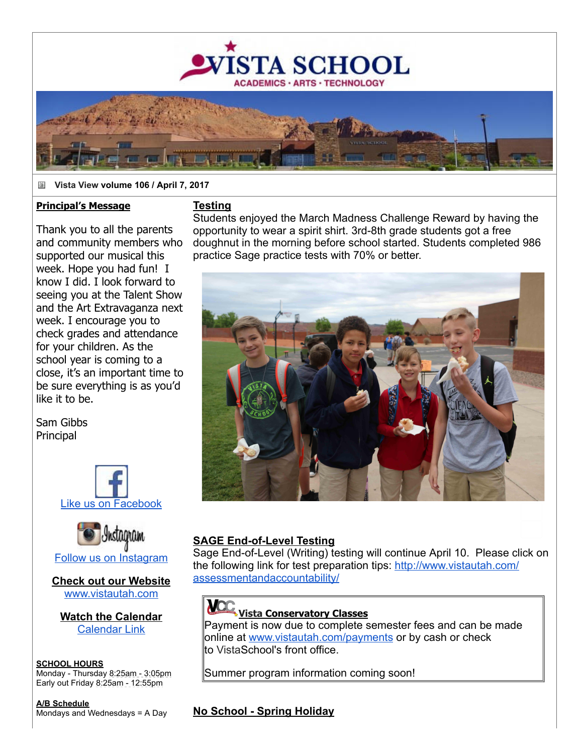# VISTA SCHOOL

ACADEMICS · ARTS · TECHNOLOGY

**Vista View volume 106 / April 7, 2017**

## Principal's Message

Thank you to all the parents and community members who supported our musical this week. Hope you had fun! I know I did. I look forward to seeing you at the Talent Show and the Art Extravaganza next week. I encourage you to check grades and attendance for your children. As the school year is coming to a close, it's an important time to be sure everything is as you'd like it to be.

Sam Gibbs
Principal

Like us on Facebook

Follow us on Instagram

**Check out our Website**
www.vistautah.com

**Watch the Calendar**
Calendar Link

**SCHOOL HOURS**
Monday - Thursday 8:25am - 3:05pm
Early out Friday 8:25am - 12:55pm

**A/B Schedule**
Mondays and Wednesdays = A Day

## Testing

Students enjoyed the March Madness Challenge Reward by having the opportunity to wear a spirit shirt. 3rd-8th grade students got a free doughnut in the morning before school started. Students completed 986 practice Sage practice tests with 70% or better.

## SAGE End-of-Level Testing

Sage End-of-Level (Writing) testing will continue April 10. Please click on the following link for test preparation tips: http://www.vistautah.com/assessmentandaccountability/

### Vista Conservatory Classes

Payment is now due to complete semester fees and can be made online at www.vistautah.com/payments or by cash or check to VistaSchool's front office.

Summer program information coming soon!

## No School - Spring Holiday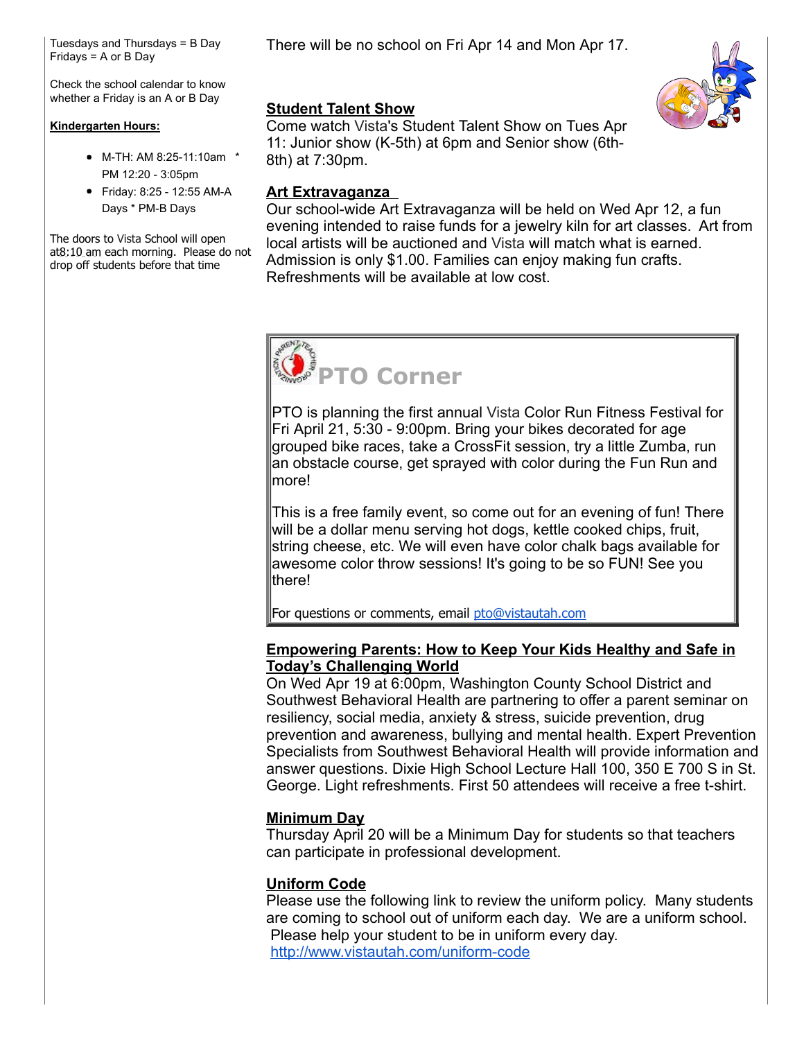Tuesdays and Thursdays = B Day
Fridays = A or B Day

Check the school calendar to know whether a Friday is an A or B Day

**Kindergarten Hours:**

- M-TH: AM 8:25-11:10am * PM 12:20 - 3:05pm
- Friday: 8:25 - 12:55 AM-A Days * PM-B Days

The doors to Vista School will open at8:10 am each morning. Please do not drop off students before that time

There will be no school on Fri Apr 14 and Mon Apr 17.

## Student Talent Show

Come watch Vista's Student Talent Show on Tues Apr 11: Junior show (K-5th) at 6pm and Senior show (6th-8th) at 7:30pm.

## Art Extravaganza

Our school-wide Art Extravaganza will be held on Wed Apr 12, a fun evening intended to raise funds for a jewelry kiln for art classes. Art from local artists will be auctioned and Vista will match what is earned. Admission is only $1.00. Families can enjoy making fun crafts. Refreshments will be available at low cost.

## PTO Corner

PTO is planning the first annual Vista Color Run Fitness Festival for Fri April 21, 5:30 - 9:00pm. Bring your bikes decorated for age grouped bike races, take a CrossFit session, try a little Zumba, run an obstacle course, get sprayed with color during the Fun Run and more!

This is a free family event, so come out for an evening of fun! There will be a dollar menu serving hot dogs, kettle cooked chips, fruit, string cheese, etc. We will even have color chalk bags available for awesome color throw sessions! It's going to be so FUN! See you there!

For questions or comments, email pto@vistautah.com

## Empowering Parents: How to Keep Your Kids Healthy and Safe in Today's Challenging World

On Wed Apr 19 at 6:00pm, Washington County School District and Southwest Behavioral Health are partnering to offer a parent seminar on resiliency, social media, anxiety & stress, suicide prevention, drug prevention and awareness, bullying and mental health. Expert Prevention Specialists from Southwest Behavioral Health will provide information and answer questions. Dixie High School Lecture Hall 100, 350 E 700 S in St. George. Light refreshments. First 50 attendees will receive a free t-shirt.

## Minimum Day

Thursday April 20 will be a Minimum Day for students so that teachers can participate in professional development.

## Uniform Code

Please use the following link to review the uniform policy. Many students are coming to school out of uniform each day. We are a uniform school. Please help your student to be in uniform every day.
http://www.vistautah.com/uniform-code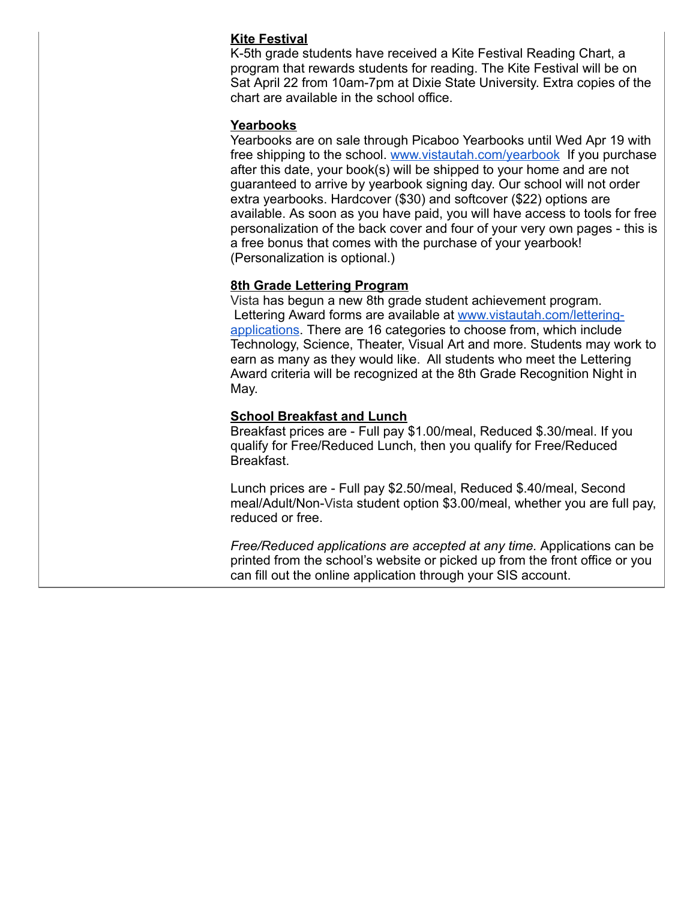**Kite Festival**

K-5th grade students have received a Kite Festival Reading Chart, a program that rewards students for reading. The Kite Festival will be on Sat April 22 from 10am-7pm at Dixie State University. Extra copies of the chart are available in the school office.

**Yearbooks**

Yearbooks are on sale through Picaboo Yearbooks until Wed Apr 19 with free shipping to the school. [www.vistautah.com/yearbook](http://www.vistautah.com/yearbook) If you purchase after this date, your book(s) will be shipped to your home and are not guaranteed to arrive by yearbook signing day. Our school will not order extra yearbooks. Hardcover ($30) and softcover ($22) options are available. As soon as you have paid, you will have access to tools for free personalization of the back cover and four of your very own pages - this is a free bonus that comes with the purchase of your yearbook! (Personalization is optional.)

**8th Grade Lettering Program**

Vista has begun a new 8th grade student achievement program. Lettering Award forms are available at [www.vistautah.com/lettering-applications](http://www.vistautah.com/lettering-applications). There are 16 categories to choose from, which include Technology, Science, Theater, Visual Art and more. Students may work to earn as many as they would like. All students who meet the Lettering Award criteria will be recognized at the 8th Grade Recognition Night in May.

**School Breakfast and Lunch**

Breakfast prices are - Full pay $1.00/meal, Reduced $.30/meal. If you qualify for Free/Reduced Lunch, then you qualify for Free/Reduced Breakfast.

Lunch prices are - Full pay $2.50/meal, Reduced $.40/meal, Second meal/Adult/Non-Vista student option $3.00/meal, whether you are full pay, reduced or free.

*Free/Reduced applications are accepted at any time.* Applications can be printed from the school's website or picked up from the front office or you can fill out the online application through your SIS account.